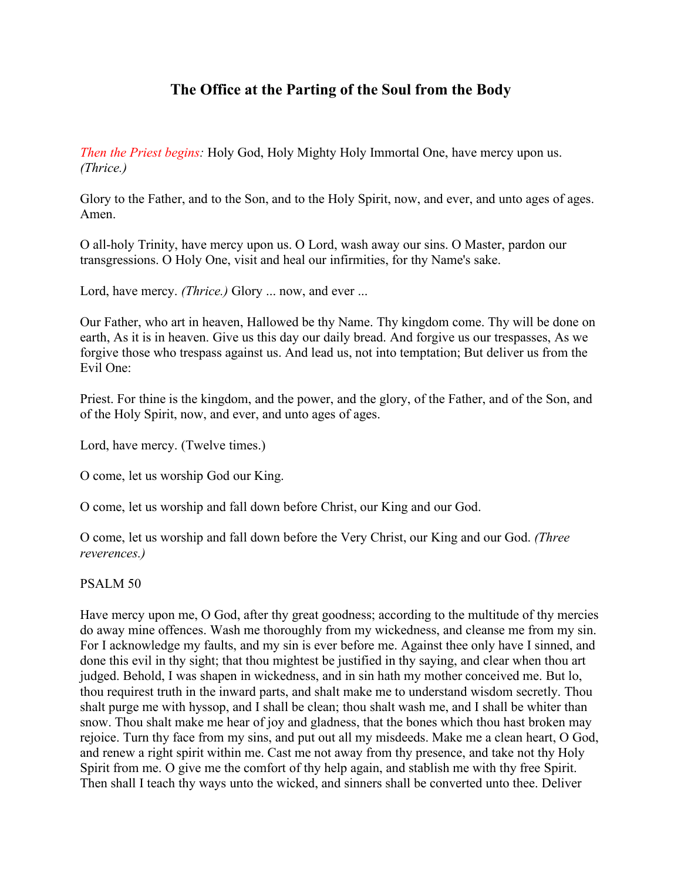# The Office at the Parting of the Soul from the Body

*Then the Priest begins:* Holy God, Holy Mighty Holy Immortal One, have mercy upon us. *(Thrice.)*

Glory to the Father, and to the Son, and to the Holy Spirit, now, and ever, and unto ages of ages. Amen.

O all-holy Trinity, have mercy upon us. O Lord, wash away our sins. O Master, pardon our transgressions. O Holy One, visit and heal our infirmities, for thy Name's sake.

Lord, have mercy. *(Thrice.)* Glory ... now, and ever ...

Our Father, who art in heaven, Hallowed be thy Name. Thy kingdom come. Thy will be done on earth, As it is in heaven. Give us this day our daily bread. And forgive us our trespasses, As we forgive those who trespass against us. And lead us, not into temptation; But deliver us from the Evil One:

Priest. For thine is the kingdom, and the power, and the glory, of the Father, and of the Son, and of the Holy Spirit, now, and ever, and unto ages of ages.

Lord, have mercy. (Twelve times.)

O come, let us worship God our King.

O come, let us worship and fall down before Christ, our King and our God.

O come, let us worship and fall down before the Very Christ, our King and our God. *(Three reverences.)*

PSALM 50

Have mercy upon me, O God, after thy great goodness; according to the multitude of thy mercies do away mine offences. Wash me thoroughly from my wickedness, and cleanse me from my sin. For I acknowledge my faults, and my sin is ever before me. Against thee only have I sinned, and done this evil in thy sight; that thou mightest be justified in thy saying, and clear when thou art judged. Behold, I was shapen in wickedness, and in sin hath my mother conceived me. But lo, thou requirest truth in the inward parts, and shalt make me to understand wisdom secretly. Thou shalt purge me with hyssop, and I shall be clean; thou shalt wash me, and I shall be whiter than snow. Thou shalt make me hear of joy and gladness, that the bones which thou hast broken may rejoice. Turn thy face from my sins, and put out all my misdeeds. Make me a clean heart, O God, and renew a right spirit within me. Cast me not away from thy presence, and take not thy Holy Spirit from me. O give me the comfort of thy help again, and stablish me with thy free Spirit. Then shall I teach thy ways unto the wicked, and sinners shall be converted unto thee. Deliver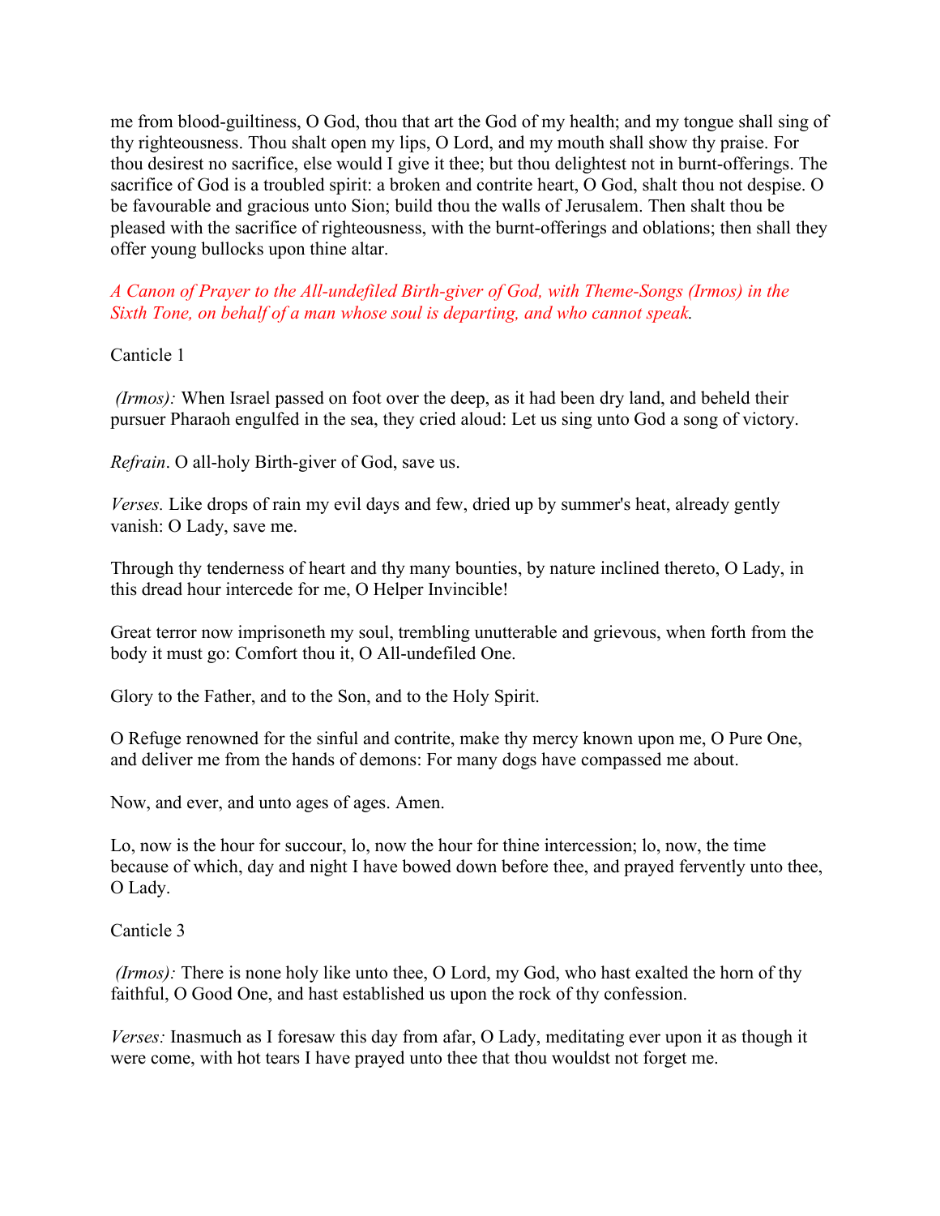me from blood-guiltiness, O God, thou that art the God of my health; and my tongue shall sing of thy righteousness. Thou shalt open my lips, O Lord, and my mouth shall show thy praise. For thou desirest no sacrifice, else would I give it thee; but thou delightest not in burnt-offerings. The sacrifice of God is a troubled spirit: a broken and contrite heart, O God, shalt thou not despise. O be favourable and gracious unto Sion; build thou the walls of Jerusalem. Then shalt thou be pleased with the sacrifice of righteousness, with the burnt-offerings and oblations; then shall they offer young bullocks upon thine altar.

*A Canon of Prayer to the All-undefiled Birth-giver of God, with Theme-Songs (Irmos) in the Sixth Tone, on behalf of a man whose soul is departing, and who cannot speak.*

Canticle 1

*(Irmos):* When Israel passed on foot over the deep, as it had been dry land, and beheld their pursuer Pharaoh engulfed in the sea, they cried aloud: Let us sing unto God a song of victory.

*Refrain*. O all-holy Birth-giver of God, save us.

*Verses.* Like drops of rain my evil days and few, dried up by summer's heat, already gently vanish: O Lady, save me.

Through thy tenderness of heart and thy many bounties, by nature inclined thereto, O Lady, in this dread hour intercede for me, O Helper Invincible!

Great terror now imprisoneth my soul, trembling unutterable and grievous, when forth from the body it must go: Comfort thou it, O All-undefiled One.

Glory to the Father, and to the Son, and to the Holy Spirit.

O Refuge renowned for the sinful and contrite, make thy mercy known upon me, O Pure One, and deliver me from the hands of demons: For many dogs have compassed me about.

Now, and ever, and unto ages of ages. Amen.

Lo, now is the hour for succour, lo, now the hour for thine intercession; lo, now, the time because of which, day and night I have bowed down before thee, and prayed fervently unto thee, O Lady.

Canticle 3

*(Irmos):* There is none holy like unto thee, O Lord, my God, who hast exalted the horn of thy faithful, O Good One, and hast established us upon the rock of thy confession.

*Verses:* Inasmuch as I foresaw this day from afar, O Lady, meditating ever upon it as though it were come, with hot tears I have prayed unto thee that thou wouldst not forget me.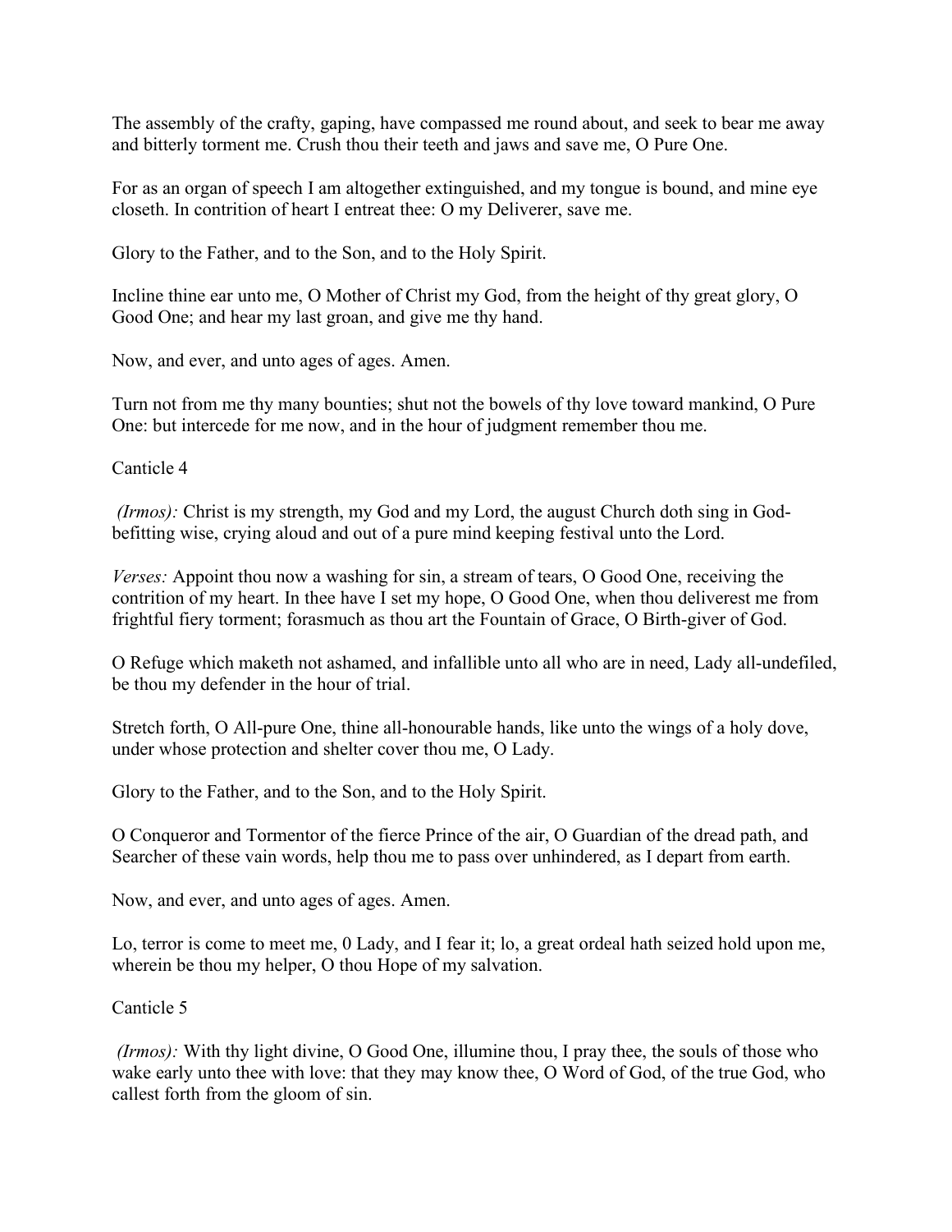The assembly of the crafty, gaping, have compassed me round about, and seek to bear me away and bitterly torment me. Crush thou their teeth and jaws and save me, O Pure One.

For as an organ of speech I am altogether extinguished, and my tongue is bound, and mine eye closeth. In contrition of heart I entreat thee: O my Deliverer, save me.

Glory to the Father, and to the Son, and to the Holy Spirit.

Incline thine ear unto me, O Mother of Christ my God, from the height of thy great glory, O Good One; and hear my last groan, and give me thy hand.

Now, and ever, and unto ages of ages. Amen.

Turn not from me thy many bounties; shut not the bowels of thy love toward mankind, O Pure One: but intercede for me now, and in the hour of judgment remember thou me.

Canticle 4

*(Irmos):* Christ is my strength, my God and my Lord, the august Church doth sing in God-befitting wise, crying aloud and out of a pure mind keeping festival unto the Lord.

*Verses:* Appoint thou now a washing for sin, a stream of tears, O Good One, receiving the contrition of my heart. In thee have I set my hope, O Good One, when thou deliverest me from frightful fiery torment; forasmuch as thou art the Fountain of Grace, O Birth-giver of God.

O Refuge which maketh not ashamed, and infallible unto all who are in need, Lady all-undefiled, be thou my defender in the hour of trial.

Stretch forth, O All-pure One, thine all-honourable hands, like unto the wings of a holy dove, under whose protection and shelter cover thou me, O Lady.

Glory to the Father, and to the Son, and to the Holy Spirit.

O Conqueror and Tormentor of the fierce Prince of the air, O Guardian of the dread path, and Searcher of these vain words, help thou me to pass over unhindered, as I depart from earth.

Now, and ever, and unto ages of ages. Amen.

Lo, terror is come to meet me, 0 Lady, and I fear it; lo, a great ordeal hath seized hold upon me, wherein be thou my helper, O thou Hope of my salvation.

Canticle 5

*(Irmos):* With thy light divine, O Good One, illumine thou, I pray thee, the souls of those who wake early unto thee with love: that they may know thee, O Word of God, of the true God, who callest forth from the gloom of sin.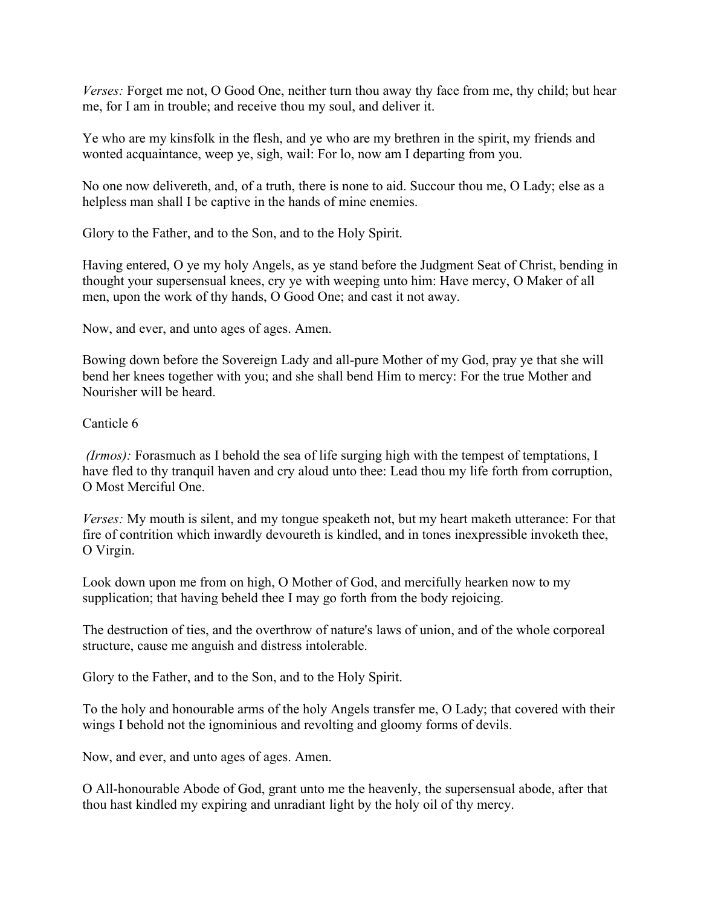*Verses:* Forget me not, O Good One, neither turn thou away thy face from me, thy child; but hear me, for I am in trouble; and receive thou my soul, and deliver it.

Ye who are my kinsfolk in the flesh, and ye who are my brethren in the spirit, my friends and wonted acquaintance, weep ye, sigh, wail: For lo, now am I departing from you.

No one now delivereth, and, of a truth, there is none to aid. Succour thou me, O Lady; else as a helpless man shall I be captive in the hands of mine enemies.

Glory to the Father, and to the Son, and to the Holy Spirit.

Having entered, O ye my holy Angels, as ye stand before the Judgment Seat of Christ, bending in thought your supersensual knees, cry ye with weeping unto him: Have mercy, O Maker of all men, upon the work of thy hands, O Good One; and cast it not away.

Now, and ever, and unto ages of ages. Amen.

Bowing down before the Sovereign Lady and all-pure Mother of my God, pray ye that she will bend her knees together with you; and she shall bend Him to mercy: For the true Mother and Nourisher will be heard.

## Canticle 6

*(Irmos):* Forasmuch as I behold the sea of life surging high with the tempest of temptations, I have fled to thy tranquil haven and cry aloud unto thee: Lead thou my life forth from corruption, O Most Merciful One.

*Verses:* My mouth is silent, and my tongue speaketh not, but my heart maketh utterance: For that fire of contrition which inwardly devoureth is kindled, and in tones inexpressible invoketh thee, O Virgin.

Look down upon me from on high, O Mother of God, and mercifully hearken now to my supplication; that having beheld thee I may go forth from the body rejoicing.

The destruction of ties, and the overthrow of nature's laws of union, and of the whole corporeal structure, cause me anguish and distress intolerable.

Glory to the Father, and to the Son, and to the Holy Spirit.

To the holy and honourable arms of the holy Angels transfer me, O Lady; that covered with their wings I behold not the ignominious and revolting and gloomy forms of devils.

Now, and ever, and unto ages of ages. Amen.

O All-honourable Abode of God, grant unto me the heavenly, the supersensual abode, after that thou hast kindled my expiring and unradiant light by the holy oil of thy mercy.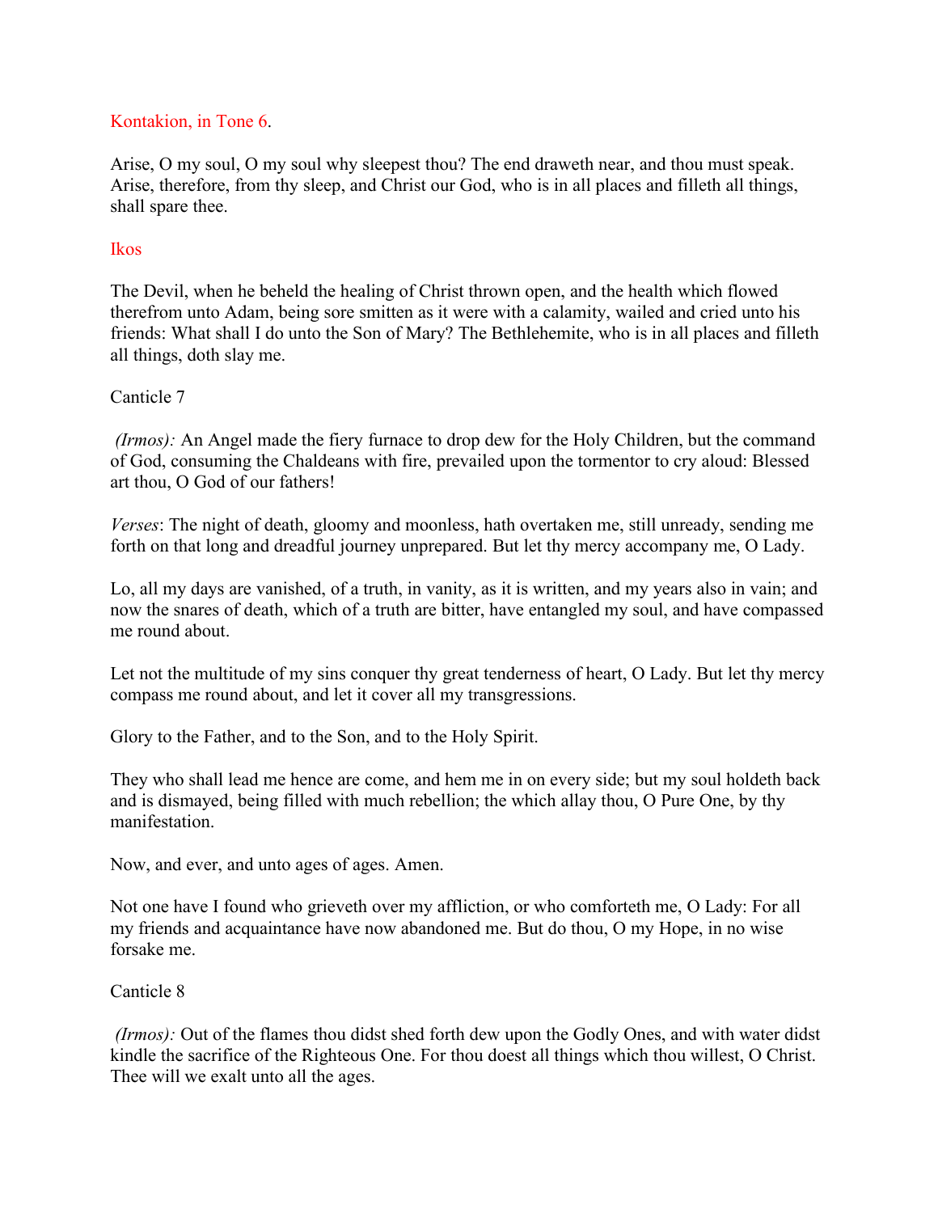Kontakion, in Tone 6.

Arise, O my soul, O my soul why sleepest thou? The end draweth near, and thou must speak. Arise, therefore, from thy sleep, and Christ our God, who is in all places and filleth all things, shall spare thee.

Ikos

The Devil, when he beheld the healing of Christ thrown open, and the health which flowed therefrom unto Adam, being sore smitten as it were with a calamity, wailed and cried unto his friends: What shall I do unto the Son of Mary? The Bethlehemite, who is in all places and filleth all things, doth slay me.

Canticle 7

*(Irmos):* An Angel made the fiery furnace to drop dew for the Holy Children, but the command of God, consuming the Chaldeans with fire, prevailed upon the tormentor to cry aloud: Blessed art thou, O God of our fathers!

*Verses*: The night of death, gloomy and moonless, hath overtaken me, still unready, sending me forth on that long and dreadful journey unprepared. But let thy mercy accompany me, O Lady.

Lo, all my days are vanished, of a truth, in vanity, as it is written, and my years also in vain; and now the snares of death, which of a truth are bitter, have entangled my soul, and have compassed me round about.

Let not the multitude of my sins conquer thy great tenderness of heart, O Lady. But let thy mercy compass me round about, and let it cover all my transgressions.

Glory to the Father, and to the Son, and to the Holy Spirit.

They who shall lead me hence are come, and hem me in on every side; but my soul holdeth back and is dismayed, being filled with much rebellion; the which allay thou, O Pure One, by thy manifestation.

Now, and ever, and unto ages of ages. Amen.

Not one have I found who grieveth over my affliction, or who comforteth me, O Lady: For all my friends and acquaintance have now abandoned me. But do thou, O my Hope, in no wise forsake me.

Canticle 8

*(Irmos):* Out of the flames thou didst shed forth dew upon the Godly Ones, and with water didst kindle the sacrifice of the Righteous One. For thou doest all things which thou willest, O Christ. Thee will we exalt unto all the ages.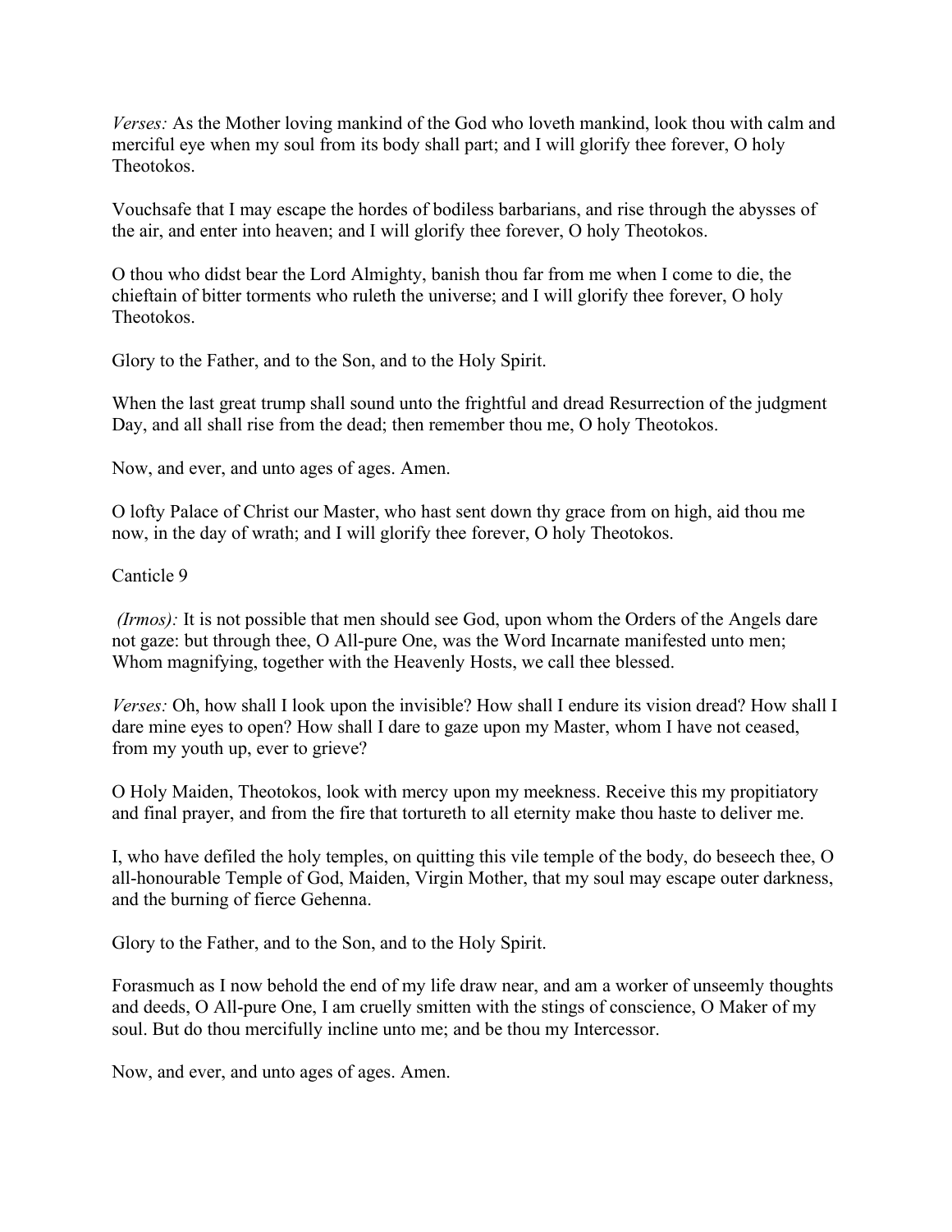*Verses:* As the Mother loving mankind of the God who loveth mankind, look thou with calm and merciful eye when my soul from its body shall part; and I will glorify thee forever, O holy Theotokos.

Vouchsafe that I may escape the hordes of bodiless barbarians, and rise through the abysses of the air, and enter into heaven; and I will glorify thee forever, O holy Theotokos.

O thou who didst bear the Lord Almighty, banish thou far from me when I come to die, the chieftain of bitter torments who ruleth the universe; and I will glorify thee forever, O holy Theotokos.

Glory to the Father, and to the Son, and to the Holy Spirit.

When the last great trump shall sound unto the frightful and dread Resurrection of the judgment Day, and all shall rise from the dead; then remember thou me, O holy Theotokos.

Now, and ever, and unto ages of ages. Amen.

O lofty Palace of Christ our Master, who hast sent down thy grace from on high, aid thou me now, in the day of wrath; and I will glorify thee forever, O holy Theotokos.

Canticle 9

*(Irmos):* It is not possible that men should see God, upon whom the Orders of the Angels dare not gaze: but through thee, O All-pure One, was the Word Incarnate manifested unto men; Whom magnifying, together with the Heavenly Hosts, we call thee blessed.

*Verses:* Oh, how shall I look upon the invisible? How shall I endure its vision dread? How shall I dare mine eyes to open? How shall I dare to gaze upon my Master, whom I have not ceased, from my youth up, ever to grieve?

O Holy Maiden, Theotokos, look with mercy upon my meekness. Receive this my propitiatory and final prayer, and from the fire that tortureth to all eternity make thou haste to deliver me.

I, who have defiled the holy temples, on quitting this vile temple of the body, do beseech thee, O all-honourable Temple of God, Maiden, Virgin Mother, that my soul may escape outer darkness, and the burning of fierce Gehenna.

Glory to the Father, and to the Son, and to the Holy Spirit.

Forasmuch as I now behold the end of my life draw near, and am a worker of unseemly thoughts and deeds, O All-pure One, I am cruelly smitten with the stings of conscience, O Maker of my soul. But do thou mercifully incline unto me; and be thou my Intercessor.

Now, and ever, and unto ages of ages. Amen.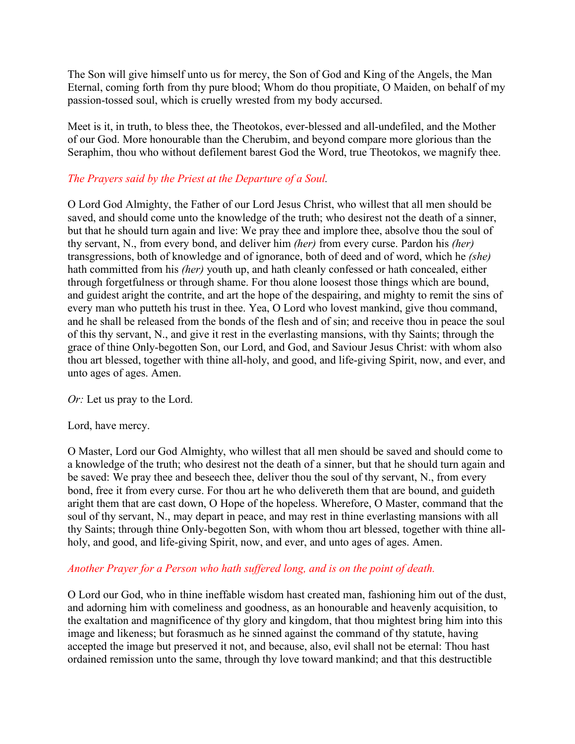The Son will give himself unto us for mercy, the Son of God and King of the Angels, the Man Eternal, coming forth from thy pure blood; Whom do thou propitiate, O Maiden, on behalf of my passion-tossed soul, which is cruelly wrested from my body accursed.

Meet is it, in truth, to bless thee, the Theotokos, ever-blessed and all-undefiled, and the Mother of our God. More honourable than the Cherubim, and beyond compare more glorious than the Seraphim, thou who without defilement barest God the Word, true Theotokos, we magnify thee.

*The Prayers said by the Priest at the Departure of a Soul.*

O Lord God Almighty, the Father of our Lord Jesus Christ, who willest that all men should be saved, and should come unto the knowledge of the truth; who desirest not the death of a sinner, but that he should turn again and live: We pray thee and implore thee, absolve thou the soul of thy servant, N., from every bond, and deliver him *(her)* from every curse. Pardon his *(her)* transgressions, both of knowledge and of ignorance, both of deed and of word, which he *(she)* hath committed from his *(her)* youth up, and hath cleanly confessed or hath concealed, either through forgetfulness or through shame. For thou alone loosest those things which are bound, and guidest aright the contrite, and art the hope of the despairing, and mighty to remit the sins of every man who putteth his trust in thee. Yea, O Lord who lovest mankind, give thou command, and he shall be released from the bonds of the flesh and of sin; and receive thou in peace the soul of this thy servant, N., and give it rest in the everlasting mansions, with thy Saints; through the grace of thine Only-begotten Son, our Lord, and God, and Saviour Jesus Christ: with whom also thou art blessed, together with thine all-holy, and good, and life-giving Spirit, now, and ever, and unto ages of ages. Amen.

*Or:* Let us pray to the Lord.

Lord, have mercy.

O Master, Lord our God Almighty, who willest that all men should be saved and should come to a knowledge of the truth; who desirest not the death of a sinner, but that he should turn again and be saved: We pray thee and beseech thee, deliver thou the soul of thy servant, N., from every bond, free it from every curse. For thou art he who delivereth them that are bound, and guideth aright them that are cast down, O Hope of the hopeless. Wherefore, O Master, command that the soul of thy servant, N., may depart in peace, and may rest in thine everlasting mansions with all thy Saints; through thine Only-begotten Son, with whom thou art blessed, together with thine all-holy, and good, and life-giving Spirit, now, and ever, and unto ages of ages. Amen.

*Another Prayer for a Person who hath suffered long, and is on the point of death.*

O Lord our God, who in thine ineffable wisdom hast created man, fashioning him out of the dust, and adorning him with comeliness and goodness, as an honourable and heavenly acquisition, to the exaltation and magnificence of thy glory and kingdom, that thou mightest bring him into this image and likeness; but forasmuch as he sinned against the command of thy statute, having accepted the image but preserved it not, and because, also, evil shall not be eternal: Thou hast ordained remission unto the same, through thy love toward mankind; and that this destructible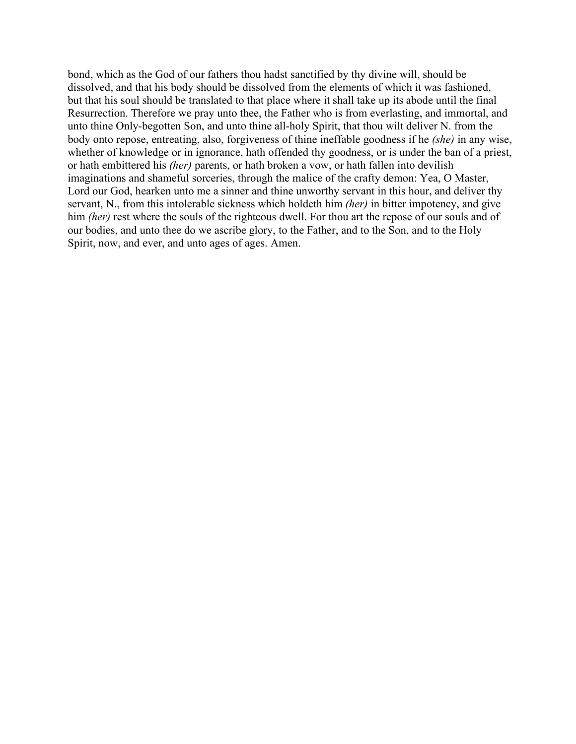bond, which as the God of our fathers thou hadst sanctified by thy divine will, should be dissolved, and that his body should be dissolved from the elements of which it was fashioned, but that his soul should be translated to that place where it shall take up its abode until the final Resurrection. Therefore we pray unto thee, the Father who is from everlasting, and immortal, and unto thine Only-begotten Son, and unto thine all-holy Spirit, that thou wilt deliver N. from the body onto repose, entreating, also, forgiveness of thine ineffable goodness if he *(she)* in any wise, whether of knowledge or in ignorance, hath offended thy goodness, or is under the ban of a priest, or hath embittered his *(her)* parents, or hath broken a vow, or hath fallen into devilish imaginations and shameful sorceries, through the malice of the crafty demon: Yea, O Master, Lord our God, hearken unto me a sinner and thine unworthy servant in this hour, and deliver thy servant, N., from this intolerable sickness which holdeth him *(her)* in bitter impotency, and give him *(her)* rest where the souls of the righteous dwell. For thou art the repose of our souls and of our bodies, and unto thee do we ascribe glory, to the Father, and to the Son, and to the Holy Spirit, now, and ever, and unto ages of ages. Amen.